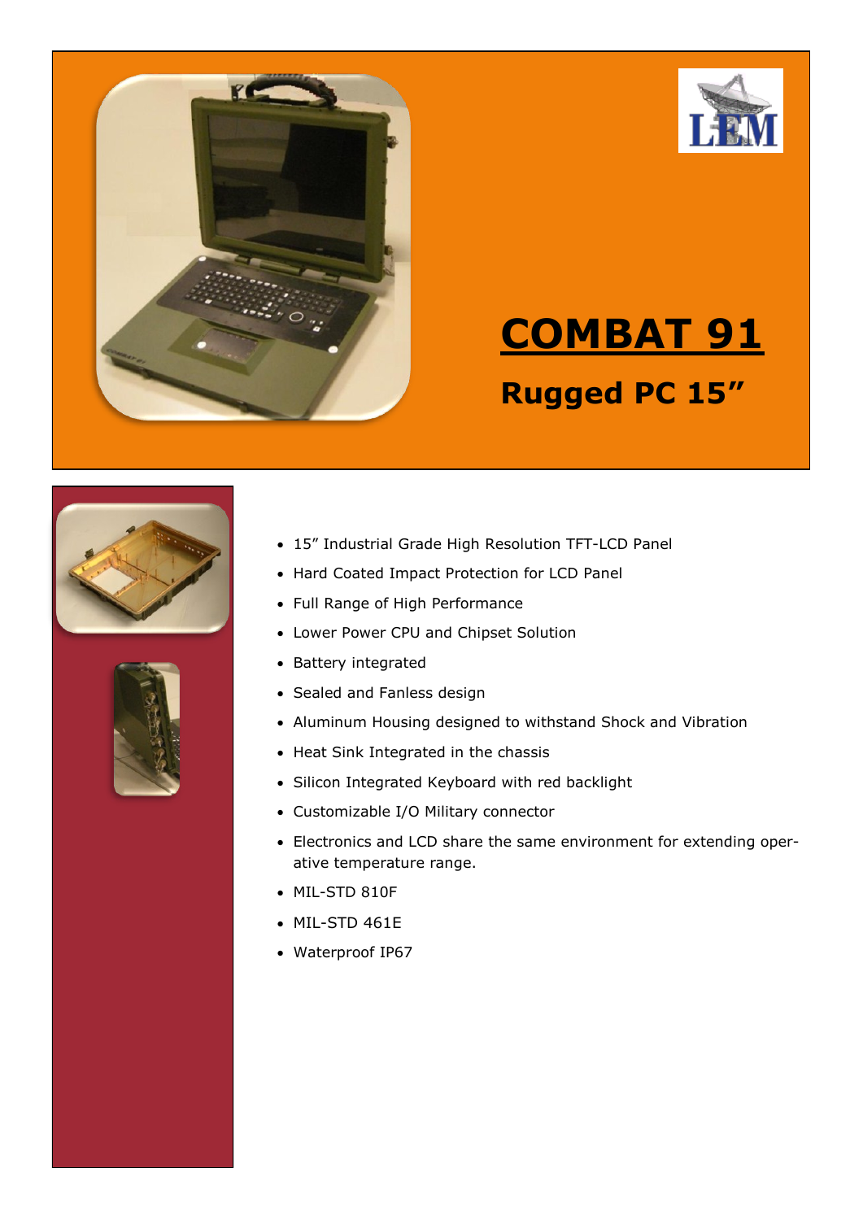LEM

# COMBAT 91

## Rugged PC 15”

- 15” Industrial Grade High Resolution TFT-LCD Panel
- Hard Coated Impact Protection for LCD Panel
- Full Range of High Performance
- Lower Power CPU and Chipset Solution
- Battery integrated
- Sealed and Fanless design
- Aluminum Housing designed to withstand Shock and Vibration
- Heat Sink Integrated in the chassis
- Silicon Integrated Keyboard with red backlight
- Customizable I/O Military connector
- Electronics and LCD share the same environment for extending operative temperature range.
- MIL-STD 810F
- MIL-STD 461E
- Waterproof IP67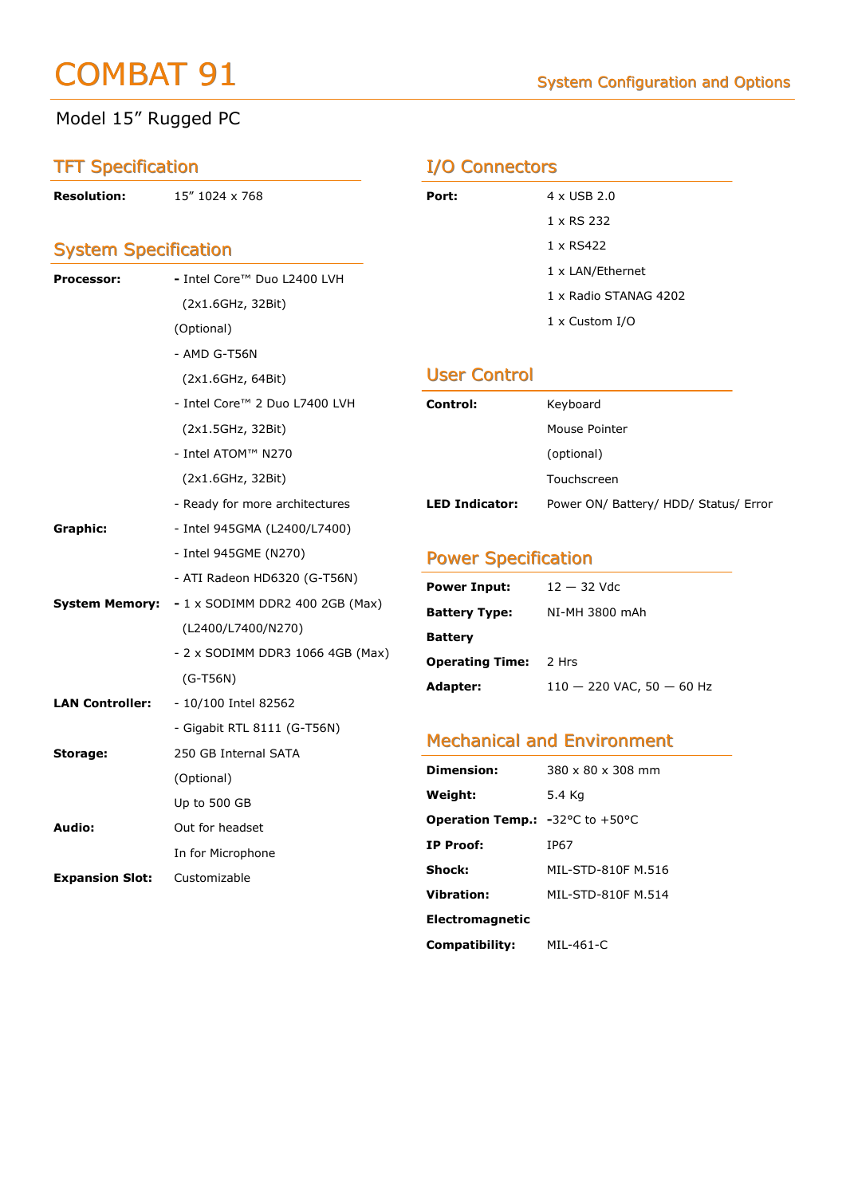# COMBAT 91

System Configuration and Options

Model 15" Rugged PC

## TFT Specification

| | |
|---|---|
| **Resolution:** | 15" 1024 x 768 |

## System Specification

| | |
|---|---|
| **Processor:** | **-** Intel Core™ Duo L2400 LVH |
| | (2x1.6GHz, 32Bit) |
| | (Optional) |
| | - AMD G-T56N |
| | (2x1.6GHz, 64Bit) |
| | - Intel Core™ 2 Duo L7400 LVH |
| | (2x1.5GHz, 32Bit) |
| | - Intel ATOM™ N270 |
| | (2x1.6GHz, 32Bit) |
| | - Ready for more architectures |
| **Graphic:** | - Intel 945GMA (L2400/L7400) |
| | - Intel 945GME (N270) |
| | - ATI Radeon HD6320 (G-T56N) |
| **System Memory:** | **-** 1 x SODIMM DDR2 400 2GB (Max) |
| | (L2400/L7400/N270) |
| | - 2 x SODIMM DDR3 1066 4GB (Max) |
| | (G-T56N) |
| **LAN Controller:** | - 10/100 Intel 82562 |
| | - Gigabit RTL 8111 (G-T56N) |
| **Storage:** | 250 GB Internal SATA |
| | (Optional) |
| | Up to 500 GB |
| **Audio:** | Out for headset |
| | In for Microphone |
| **Expansion Slot:** | Customizable |

## I/O Connectors

| | |
|---|---|
| **Port:** | 4 x USB 2.0 |
| | 1 x RS 232 |
| | 1 x RS422 |
| | 1 x LAN/Ethernet |
| | 1 x Radio STANAG 4202 |
| | 1 x Custom I/O |

## User Control

| | |
|---|---|
| **Control:** | Keyboard |
| | Mouse Pointer |
| | (optional) |
| | Touchscreen |
| **LED Indicator:** | Power ON/ Battery/ HDD/ Status/ Error |

## Power Specification

| | |
|---|---|
| **Power Input:** | 12 — 32 Vdc |
| **Battery Type:** | NI-MH 3800 mAh |
| **Battery Operating Time:** | 2 Hrs |
| **Adapter:** | 110 — 220 VAC, 50 — 60 Hz |

## Mechanical and Environment

| | |
|---|---|
| **Dimension:** | 380 x 80 x 308 mm |
| **Weight:** | 5.4 Kg |
| **Operation Temp.:** | -32°C to +50°C |
| **IP Proof:** | IP67 |
| **Shock:** | MIL-STD-810F M.516 |
| **Vibration:** | MIL-STD-810F M.514 |
| **Electromagnetic Compatibility:** | MIL-461-C |